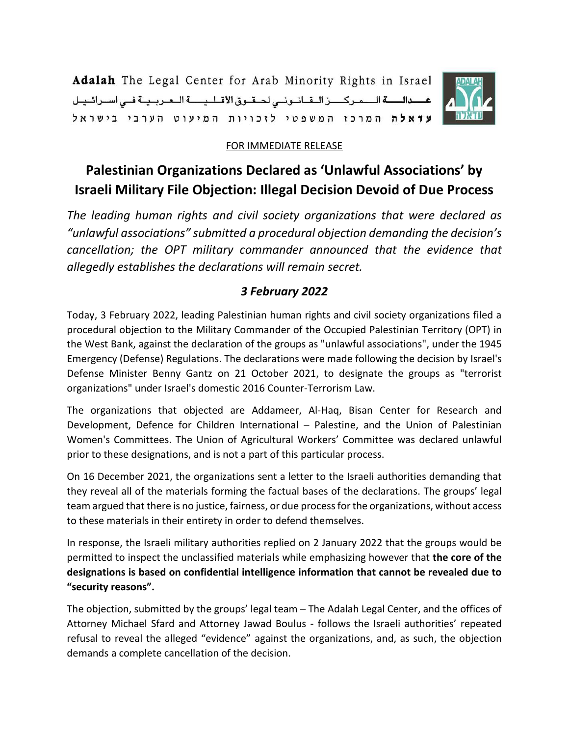**Adalah** The Legal Center for Arab Minority Rights in Israel

عدالة المركز القانوني لحقوق الأقلية العربية في اسرائيل

עדאלה המרכז המשפטי לזכויות המיעוט הערבי בישראל

FOR IMMEDIATE RELEASE

# Palestinian Organizations Declared as 'Unlawful Associations' by Israeli Military File Objection: Illegal Decision Devoid of Due Process

*The leading human rights and civil society organizations that were declared as "unlawful associations" submitted a procedural objection demanding the decision's cancellation; the OPT military commander announced that the evidence that allegedly establishes the declarations will remain secret.*

***3 February 2022***

Today, 3 February 2022, leading Palestinian human rights and civil society organizations filed a procedural objection to the Military Commander of the Occupied Palestinian Territory (OPT) in the West Bank, against the declaration of the groups as "unlawful associations", under the 1945 Emergency (Defense) Regulations. The declarations were made following the decision by Israel's Defense Minister Benny Gantz on 21 October 2021, to designate the groups as "terrorist organizations" under Israel's domestic 2016 Counter-Terrorism Law.

The organizations that objected are Addameer, Al-Haq, Bisan Center for Research and Development, Defence for Children International – Palestine, and the Union of Palestinian Women's Committees. The Union of Agricultural Workers' Committee was declared unlawful prior to these designations, and is not a part of this particular process.

On 16 December 2021, the organizations sent a letter to the Israeli authorities demanding that they reveal all of the materials forming the factual bases of the declarations. The groups' legal team argued that there is no justice, fairness, or due process for the organizations, without access to these materials in their entirety in order to defend themselves.

In response, the Israeli military authorities replied on 2 January 2022 that the groups would be permitted to inspect the unclassified materials while emphasizing however that **the core of the designations is based on confidential intelligence information that cannot be revealed due to "security reasons".**

The objection, submitted by the groups' legal team – The Adalah Legal Center, and the offices of Attorney Michael Sfard and Attorney Jawad Boulus - follows the Israeli authorities' repeated refusal to reveal the alleged "evidence" against the organizations, and, as such, the objection demands a complete cancellation of the decision.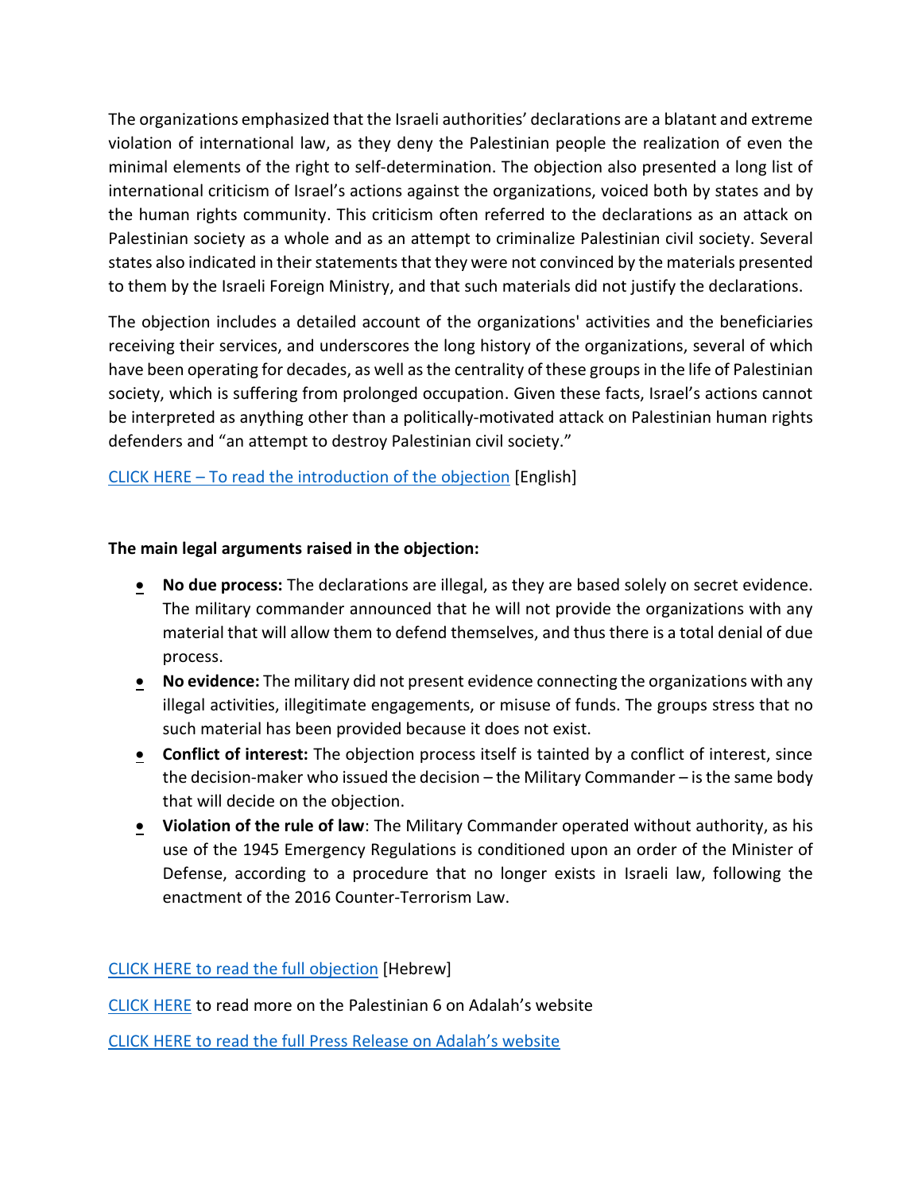The organizations emphasized that the Israeli authorities' declarations are a blatant and extreme violation of international law, as they deny the Palestinian people the realization of even the minimal elements of the right to self-determination. The objection also presented a long list of international criticism of Israel's actions against the organizations, voiced both by states and by the human rights community. This criticism often referred to the declarations as an attack on Palestinian society as a whole and as an attempt to criminalize Palestinian civil society. Several states also indicated in their statements that they were not convinced by the materials presented to them by the Israeli Foreign Ministry, and that such materials did not justify the declarations.

The objection includes a detailed account of the organizations' activities and the beneficiaries receiving their services, and underscores the long history of the organizations, several of which have been operating for decades, as well as the centrality of these groups in the life of Palestinian society, which is suffering from prolonged occupation. Given these facts, Israel's actions cannot be interpreted as anything other than a politically-motivated attack on Palestinian human rights defenders and "an attempt to destroy Palestinian civil society."

CLICK HERE – To read the introduction of the objection [English]

**The main legal arguments raised in the objection:**

- **No due process:** The declarations are illegal, as they are based solely on secret evidence. The military commander announced that he will not provide the organizations with any material that will allow them to defend themselves, and thus there is a total denial of due process.
- **No evidence:** The military did not present evidence connecting the organizations with any illegal activities, illegitimate engagements, or misuse of funds. The groups stress that no such material has been provided because it does not exist.
- **Conflict of interest:** The objection process itself is tainted by a conflict of interest, since the decision-maker who issued the decision – the Military Commander – is the same body that will decide on the objection.
- **Violation of the rule of law**: The Military Commander operated without authority, as his use of the 1945 Emergency Regulations is conditioned upon an order of the Minister of Defense, according to a procedure that no longer exists in Israeli law, following the enactment of the 2016 Counter-Terrorism Law.

CLICK HERE to read the full objection [Hebrew]

CLICK HERE to read more on the Palestinian 6 on Adalah's website

CLICK HERE to read the full Press Release on Adalah's website